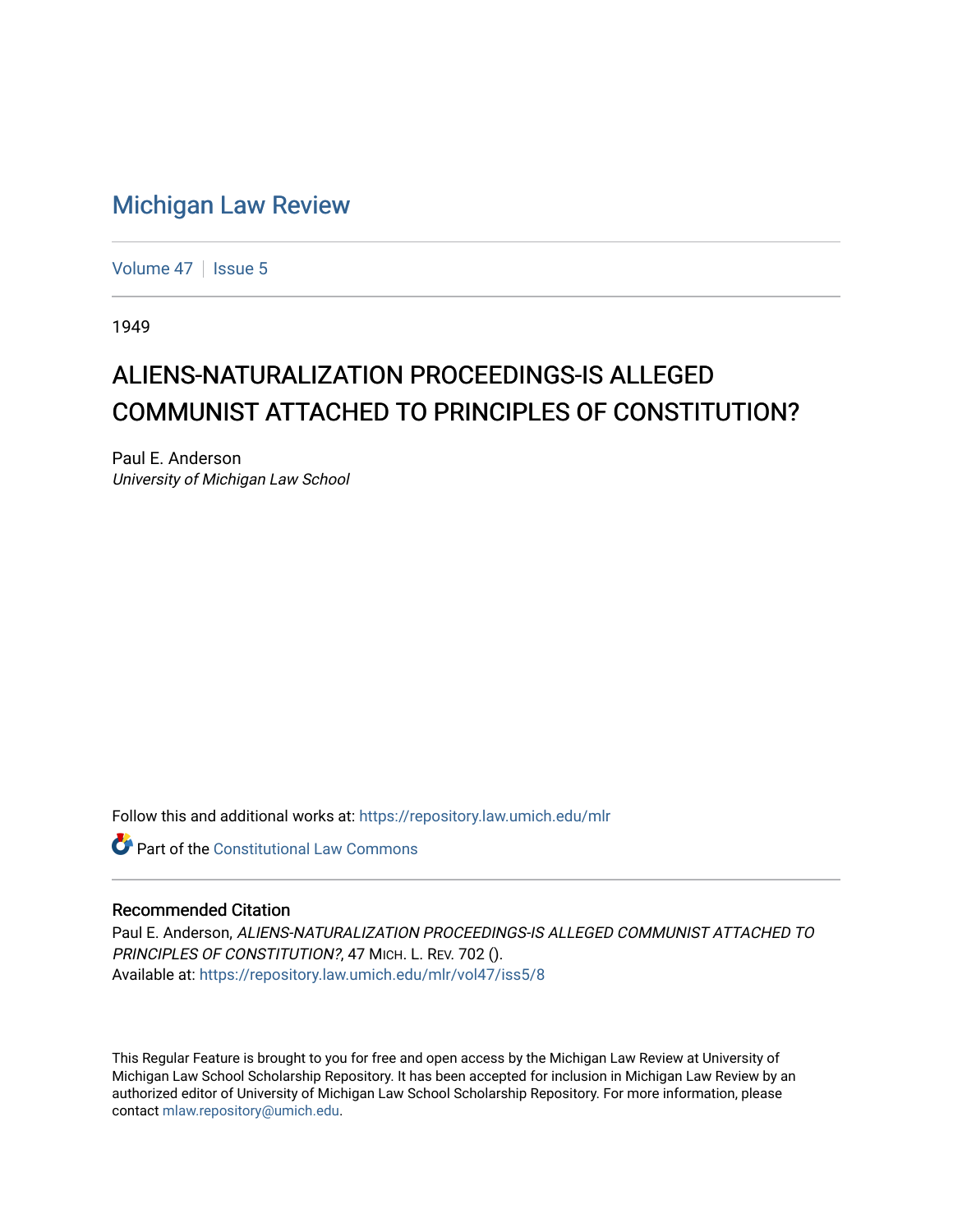# Michigan Law Review

Volume 47 | Issue 5

1949

## ALIENS-NATURALIZATION PROCEEDINGS-IS ALLEGED COMMUNIST ATTACHED TO PRINCIPLES OF CONSTITUTION?

Paul E. Anderson
*University of Michigan Law School*

Follow this and additional works at: https://repository.law.umich.edu/mlr

Part of the Constitutional Law Commons

### Recommended Citation

Paul E. Anderson, *ALIENS-NATURALIZATION PROCEEDINGS-IS ALLEGED COMMUNIST ATTACHED TO PRINCIPLES OF CONSTITUTION?*, 47 MICH. L. REV. 702 ().
Available at: https://repository.law.umich.edu/mlr/vol47/iss5/8

This Regular Feature is brought to you for free and open access by the Michigan Law Review at University of Michigan Law School Scholarship Repository. It has been accepted for inclusion in Michigan Law Review by an authorized editor of University of Michigan Law School Scholarship Repository. For more information, please contact mlaw.repository@umich.edu.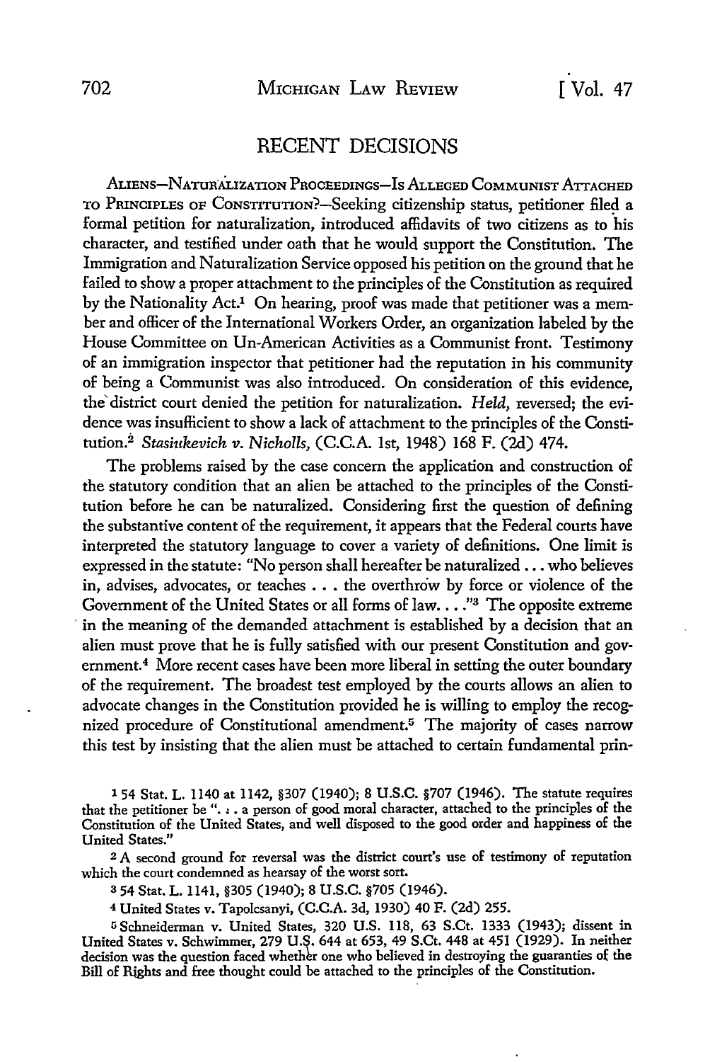## RECENT DECISIONS

ALIENS—NATURALIZATION PROCEEDINGS—IS ALLEGED COMMUNIST ATTACHED TO PRINCIPLES OF CONSTITUTION?—Seeking citizenship status, petitioner filed a formal petition for naturalization, introduced affidavits of two citizens as to his character, and testified under oath that he would support the Constitution. The Immigration and Naturalization Service opposed his petition on the ground that he failed to show a proper attachment to the principles of the Constitution as required by the Nationality Act.[1] On hearing, proof was made that petitioner was a member and officer of the International Workers Order, an organization labeled by the House Committee on Un-American Activities as a Communist front. Testimony of an immigration inspector that petitioner had the reputation in his community of being a Communist was also introduced. On consideration of this evidence, the district court denied the petition for naturalization. *Held,* reversed; the evidence was insufficient to show a lack of attachment to the principles of the Constitution.[2] *Stasiukevich v. Nicholls,* (C.C.A. 1st, 1948) 168 F. (2d) 474.

The problems raised by the case concern the application and construction of the statutory condition that an alien be attached to the principles of the Constitution before he can be naturalized. Considering first the question of defining the substantive content of the requirement, it appears that the Federal courts have interpreted the statutory language to cover a variety of definitions. One limit is expressed in the statute: "No person shall hereafter be naturalized . . . who believes in, advises, advocates, or teaches . . . the overthrow by force or violence of the Government of the United States or all forms of law. . . ."[3] The opposite extreme in the meaning of the demanded attachment is established by a decision that an alien must prove that he is fully satisfied with our present Constitution and government.[4] More recent cases have been more liberal in setting the outer boundary of the requirement. The broadest test employed by the courts allows an alien to advocate changes in the Constitution provided he is willing to employ the recognized procedure of Constitutional amendment.[5] The majority of cases narrow this test by insisting that the alien must be attached to certain fundamental prin-

---

[1] 54 Stat. L. 1140 at 1142, §307 (1940); 8 U.S.C. §707 (1946). The statute requires that the petitioner be ". . . a person of good moral character, attached to the principles of the Constitution of the United States, and well disposed to the good order and happiness of the United States."

[2] A second ground for reversal was the district court's use of testimony of reputation which the court condemned as hearsay of the worst sort.

[3] 54 Stat. L. 1141, §305 (1940); 8 U.S.C. §705 (1946).

[4] United States v. Tapolcsanyi, (C.C.A. 3d, 1930) 40 F. (2d) 255.

[5] Schneiderman v. United States, 320 U.S. 118, 63 S.Ct. 1333 (1943); dissent in United States v. Schwimmer, 279 U.S. 644 at 653, 49 S.Ct. 448 at 451 (1929). In neither decision was the question faced whether one who believed in destroying the guaranties of the Bill of Rights and free thought could be attached to the principles of the Constitution.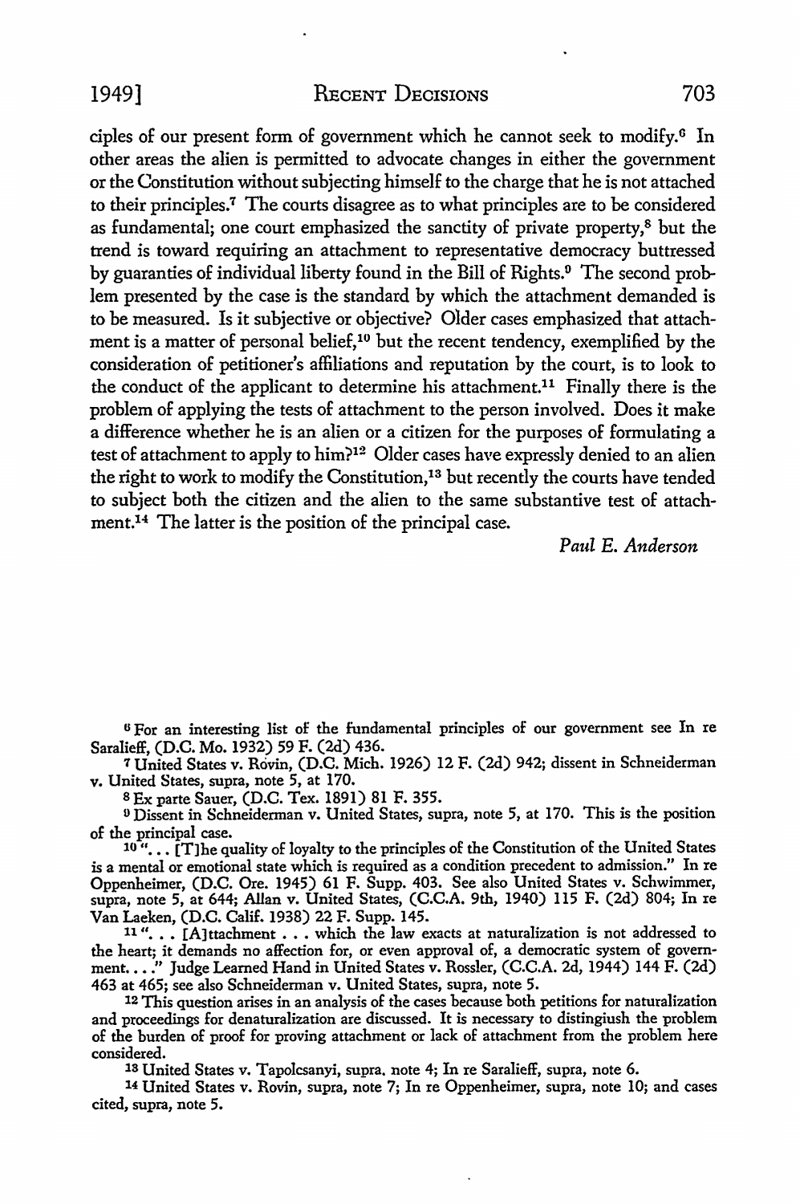ciples of our present form of government which he cannot seek to modify.[6] In other areas the alien is permitted to advocate changes in either the government or the Constitution without subjecting himself to the charge that he is not attached to their principles.[7] The courts disagree as to what principles are to be considered as fundamental; one court emphasized the sanctity of private property,[8] but the trend is toward requiring an attachment to representative democracy buttressed by guaranties of individual liberty found in the Bill of Rights.[9] The second problem presented by the case is the standard by which the attachment demanded is to be measured. Is it subjective or objective? Older cases emphasized that attachment is a matter of personal belief,[10] but the recent tendency, exemplified by the consideration of petitioner's affiliations and reputation by the court, is to look to the conduct of the applicant to determine his attachment.[11] Finally there is the problem of applying the tests of attachment to the person involved. Does it make a difference whether he is an alien or a citizen for the purposes of formulating a test of attachment to apply to him?[12] Older cases have expressly denied to an alien the right to work to modify the Constitution,[13] but recently the courts have tended to subject both the citizen and the alien to the same substantive test of attachment.[14] The latter is the position of the principal case.

*Paul E. Anderson*

---

[6] For an interesting list of the fundamental principles of our government see In re Saralieff, (D.C. Mo. 1932) 59 F. (2d) 436.

[7] United States v. Rovin, (D.C. Mich. 1926) 12 F. (2d) 942; dissent in Schneiderman v. United States, supra, note 5, at 170.

[8] Ex parte Sauer, (D.C. Tex. 1891) 81 F. 355.

[9] Dissent in Schneiderman v. United States, supra, note 5, at 170. This is the position of the principal case.

[10] ". . . [T]he quality of loyalty to the principles of the Constitution of the United States is a mental or emotional state which is required as a condition precedent to admission." In re Oppenheimer, (D.C. Ore. 1945) 61 F. Supp. 403. See also United States v. Schwimmer, supra, note 5, at 644; Allan v. United States, (C.C.A. 9th, 1940) 115 F. (2d) 804; In re Van Laeken, (D.C. Calif. 1938) 22 F. Supp. 145.

[11] ". . . [A]ttachment . . . which the law exacts at naturalization is not addressed to the heart; it demands no affection for, or even approval of, a democratic system of government. . . ." Judge Learned Hand in United States v. Rossler, (C.C.A. 2d, 1944) 144 F. (2d) 463 at 465; see also Schneiderman v. United States, supra, note 5.

[12] This question arises in an analysis of the cases because both petitions for naturalization and proceedings for denaturalization are discussed. It is necessary to distinguish the problem of the burden of proof for proving attachment or lack of attachment from the problem here considered.

[13] United States v. Tapolcsanyi, supra, note 4; In re Saralieff, supra, note 6.

[14] United States v. Rovin, supra, note 7; In re Oppenheimer, supra, note 10; and cases cited, supra, note 5.